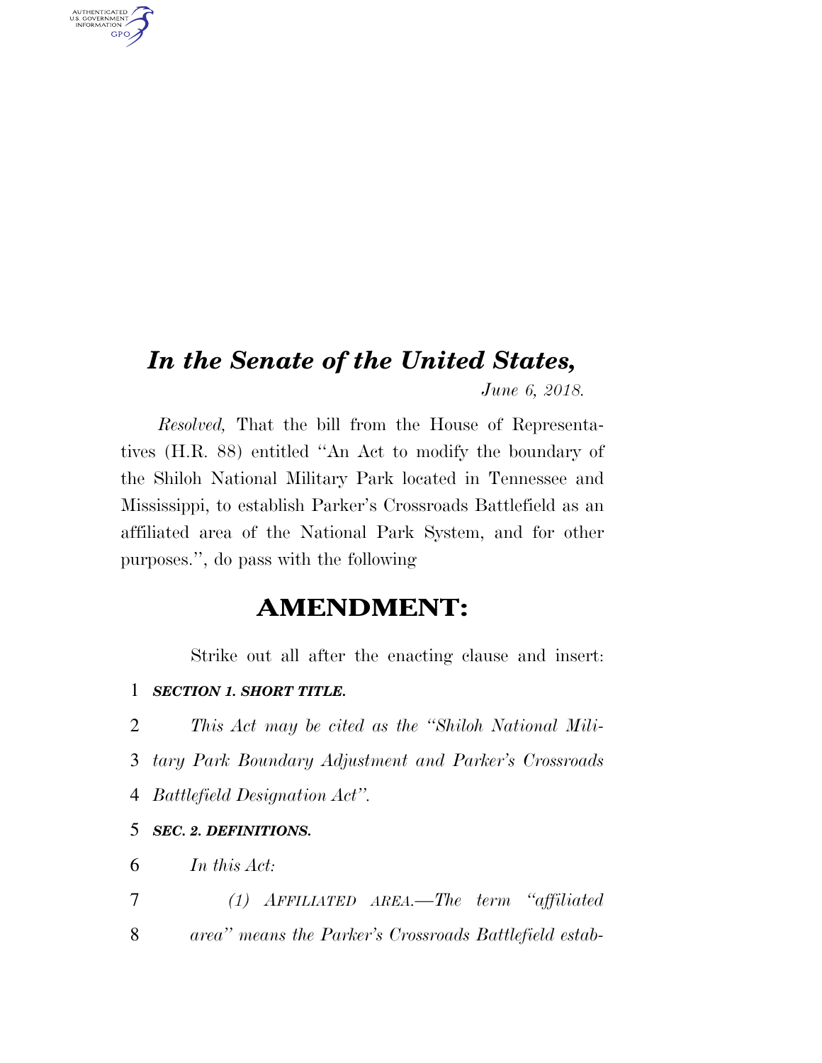# *In the Senate of the United States,*

*June 6, 2018.*

*Resolved,* That the bill from the House of Representatives (H.R. 88) entitled "An Act to modify the boundary of the Shiloh National Military Park located in Tennessee and Mississippi, to establish Parker's Crossroads Battlefield as an affiliated area of the National Park System, and for other purposes.", do pass with the following

## AMENDMENT:

Strike out all after the enacting clause and insert:

1 ***SECTION 1. SHORT TITLE.***

2 *This Act may be cited as the "Shiloh National Mili-*
3 *tary Park Boundary Adjustment and Parker's Crossroads*
4 *Battlefield Designation Act".*

5 ***SEC. 2. DEFINITIONS.***

6 *In this Act:*

7 *(1) AFFILIATED AREA.—The term "affiliated*
8 *area" means the Parker's Crossroads Battlefield estab-*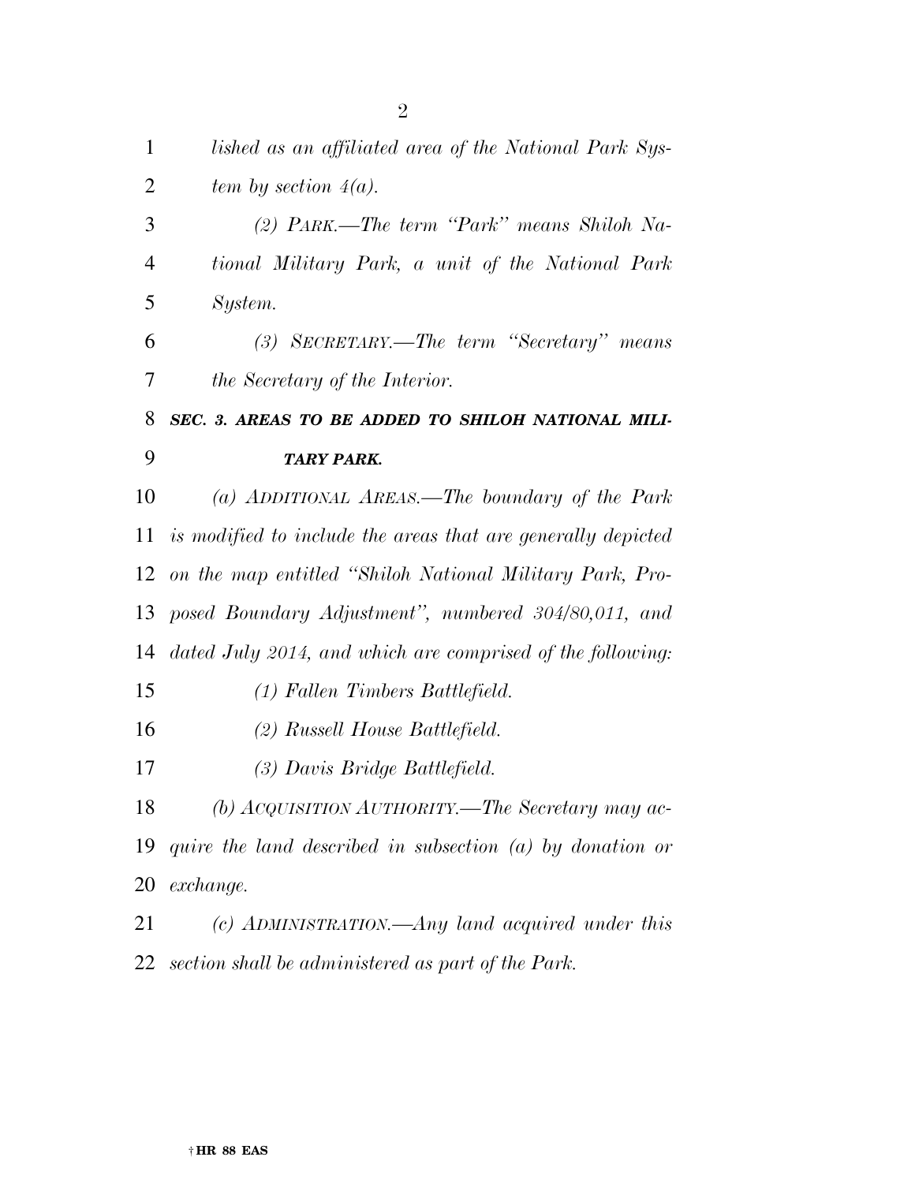*lished as an affiliated area of the National Park System by section 4(a).*

*(2) PARK.—The term "Park" means Shiloh National Military Park, a unit of the National Park System.*

*(3) SECRETARY.—The term "Secretary" means the Secretary of the Interior.*

***SEC. 3. AREAS TO BE ADDED TO SHILOH NATIONAL MILITARY PARK.***

*(a) ADDITIONAL AREAS.—The boundary of the Park is modified to include the areas that are generally depicted on the map entitled "Shiloh National Military Park, Proposed Boundary Adjustment", numbered 304/80,011, and dated July 2014, and which are comprised of the following:*

*(1) Fallen Timbers Battlefield.*

*(2) Russell House Battlefield.*

*(3) Davis Bridge Battlefield.*

*(b) ACQUISITION AUTHORITY.—The Secretary may acquire the land described in subsection (a) by donation or exchange.*

*(c) ADMINISTRATION.—Any land acquired under this section shall be administered as part of the Park.*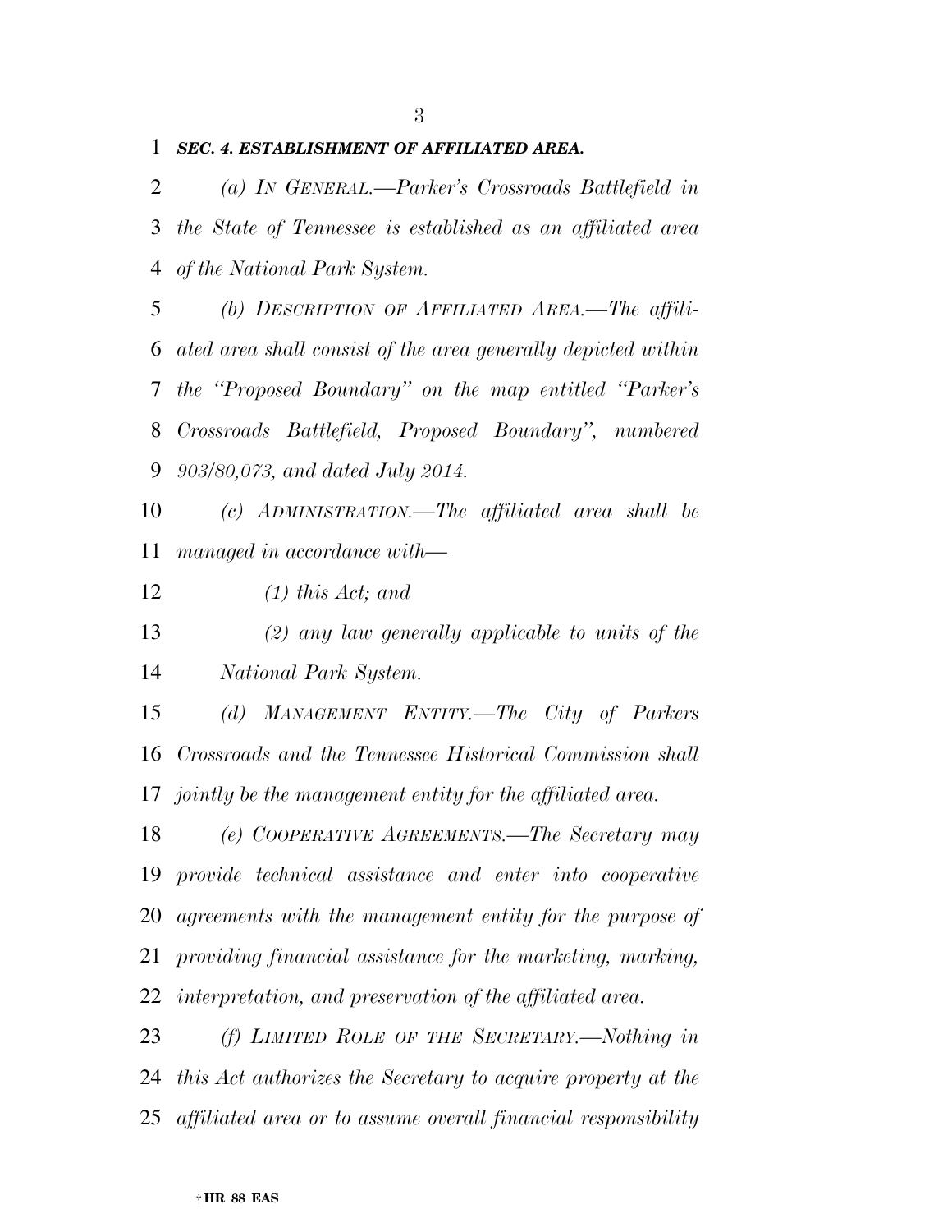***SEC. 4. ESTABLISHMENT OF AFFILIATED AREA.***

*(a) IN GENERAL.—Parker's Crossroads Battlefield in the State of Tennessee is established as an affiliated area of the National Park System.*

*(b) DESCRIPTION OF AFFILIATED AREA.—The affiliated area shall consist of the area generally depicted within the "Proposed Boundary" on the map entitled "Parker's Crossroads Battlefield, Proposed Boundary", numbered 903/80,073, and dated July 2014.*

*(c) ADMINISTRATION.—The affiliated area shall be managed in accordance with—*

*(1) this Act; and*

*(2) any law generally applicable to units of the National Park System.*

*(d) MANAGEMENT ENTITY.—The City of Parkers Crossroads and the Tennessee Historical Commission shall jointly be the management entity for the affiliated area.*

*(e) COOPERATIVE AGREEMENTS.—The Secretary may provide technical assistance and enter into cooperative agreements with the management entity for the purpose of providing financial assistance for the marketing, marking, interpretation, and preservation of the affiliated area.*

*(f) LIMITED ROLE OF THE SECRETARY.—Nothing in this Act authorizes the Secretary to acquire property at the affiliated area or to assume overall financial responsibility*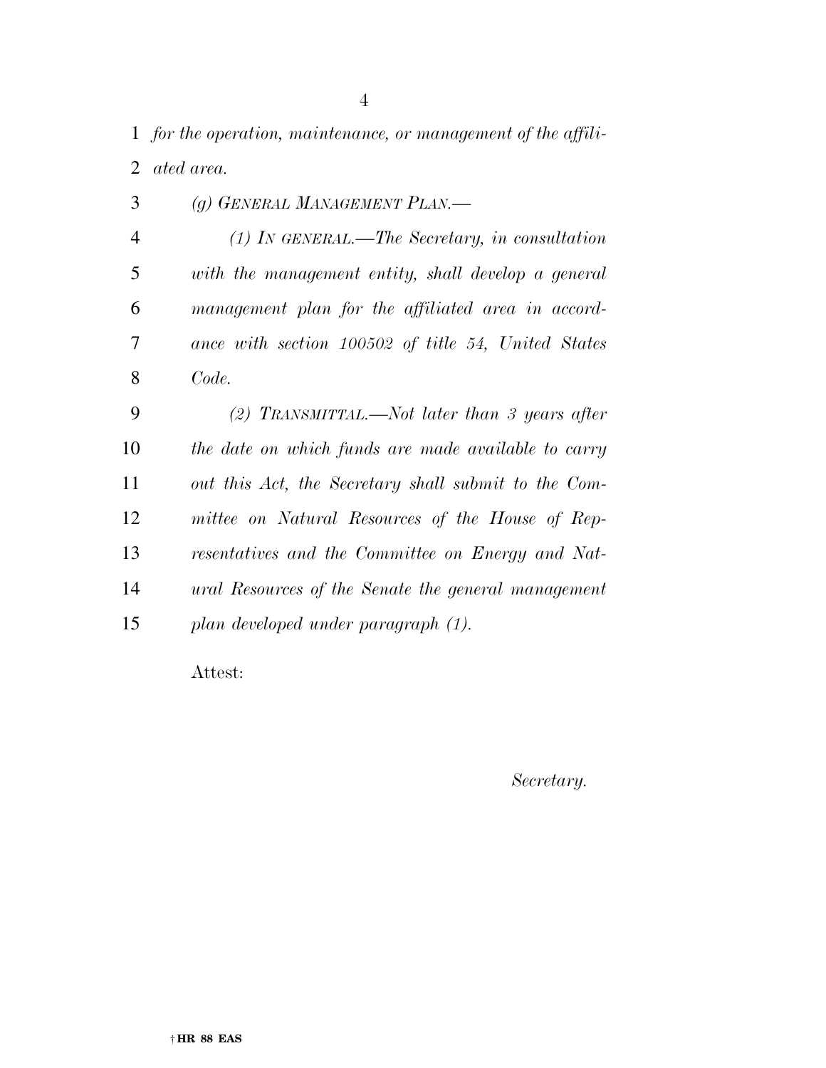*for the operation, maintenance, or management of the affiliated area.*

*(g) GENERAL MANAGEMENT PLAN.—*

*(1) IN GENERAL.—The Secretary, in consultation with the management entity, shall develop a general management plan for the affiliated area in accordance with section 100502 of title 54, United States Code.*

*(2) TRANSMITTAL.—Not later than 3 years after the date on which funds are made available to carry out this Act, the Secretary shall submit to the Committee on Natural Resources of the House of Representatives and the Committee on Energy and Natural Resources of the Senate the general management plan developed under paragraph (1).*

Attest:

*Secretary.*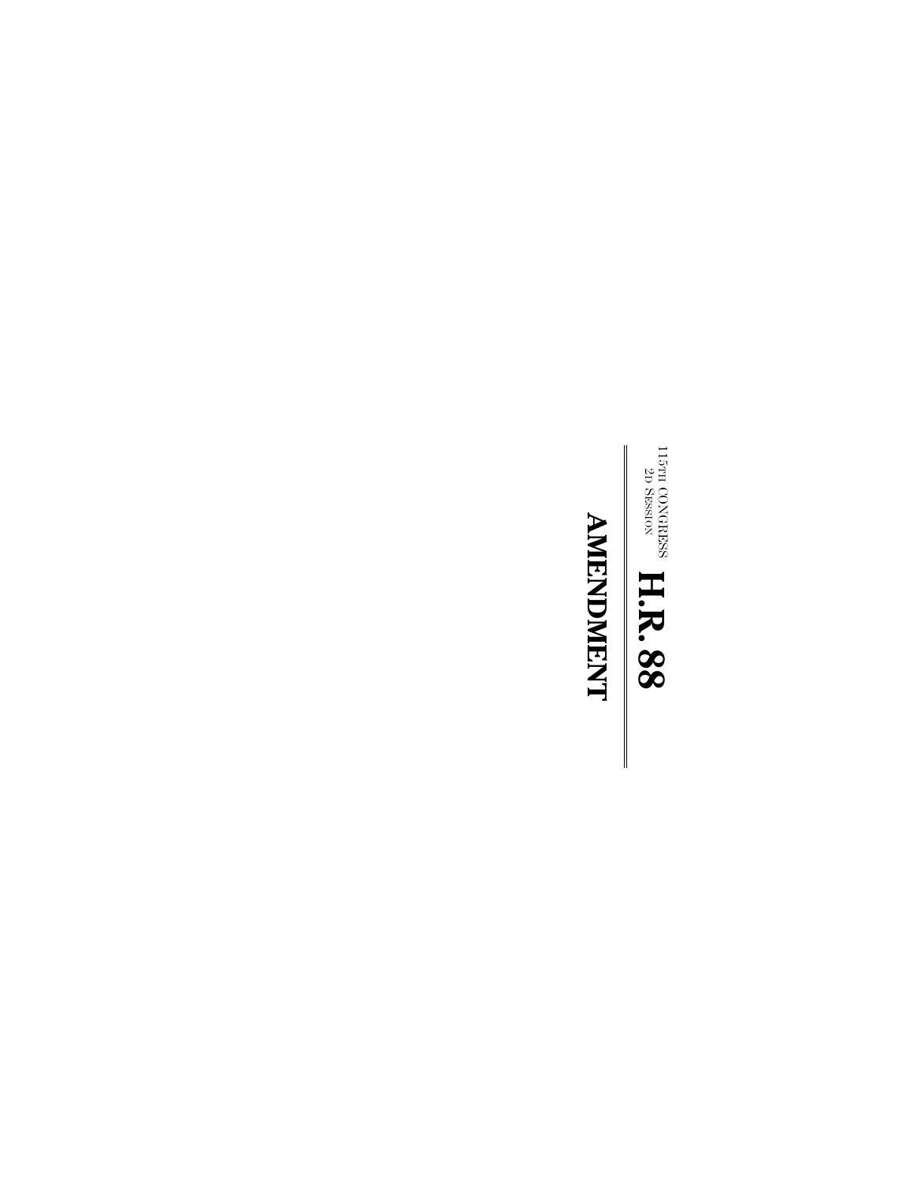115TH CONGRESS
2D SESSION

# H.R. 88

# AMENDMENT